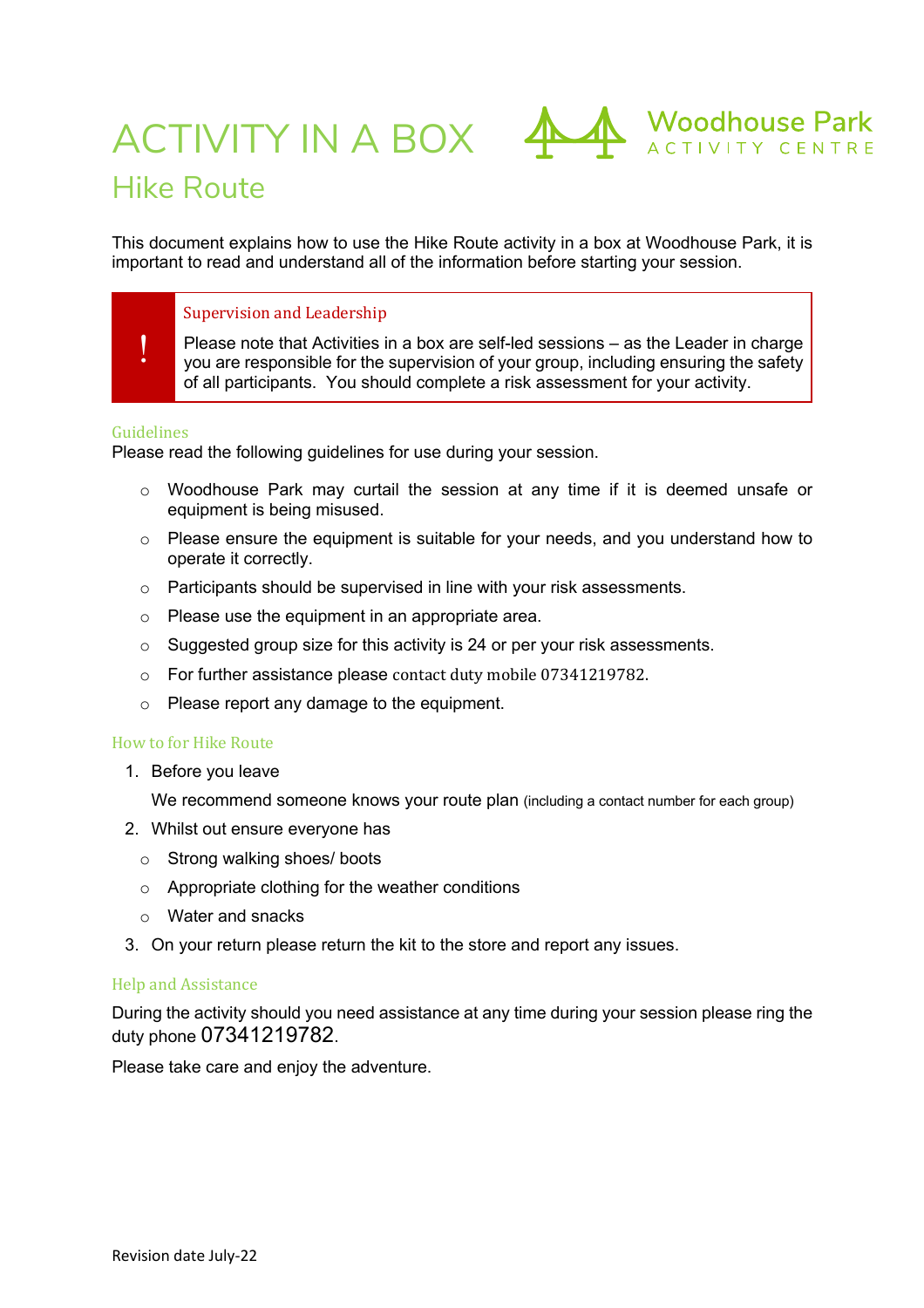# ACTIVITY IN A BOX

Woodhouse Park
ACTIVITY CENTRE

## Hike Route

This document explains how to use the Hike Route activity in a box at Woodhouse Park, it is important to read and understand all of the information before starting your session.

> **!** **Supervision and Leadership**
>
> Please note that Activities in a box are self-led sessions – as the Leader in charge you are responsible for the supervision of your group, including ensuring the safety of all participants. You should complete a risk assessment for your activity.

### Guidelines

Please read the following guidelines for use during your session.

- Woodhouse Park may curtail the session at any time if it is deemed unsafe or equipment is being misused.
- Please ensure the equipment is suitable for your needs, and you understand how to operate it correctly.
- Participants should be supervised in line with your risk assessments.
- Please use the equipment in an appropriate area.
- Suggested group size for this activity is 24 or per your risk assessments.
- For further assistance please contact duty mobile 07341219782.
- Please report any damage to the equipment.

### How to for Hike Route

1. Before you leave

   We recommend someone knows your route plan (including a contact number for each group)

2. Whilst out ensure everyone has
   - Strong walking shoes/ boots
   - Appropriate clothing for the weather conditions
   - Water and snacks

3. On your return please return the kit to the store and report any issues.

### Help and Assistance

During the activity should you need assistance at any time during your session please ring the duty phone 07341219782.

Please take care and enjoy the adventure.

Revision date July-22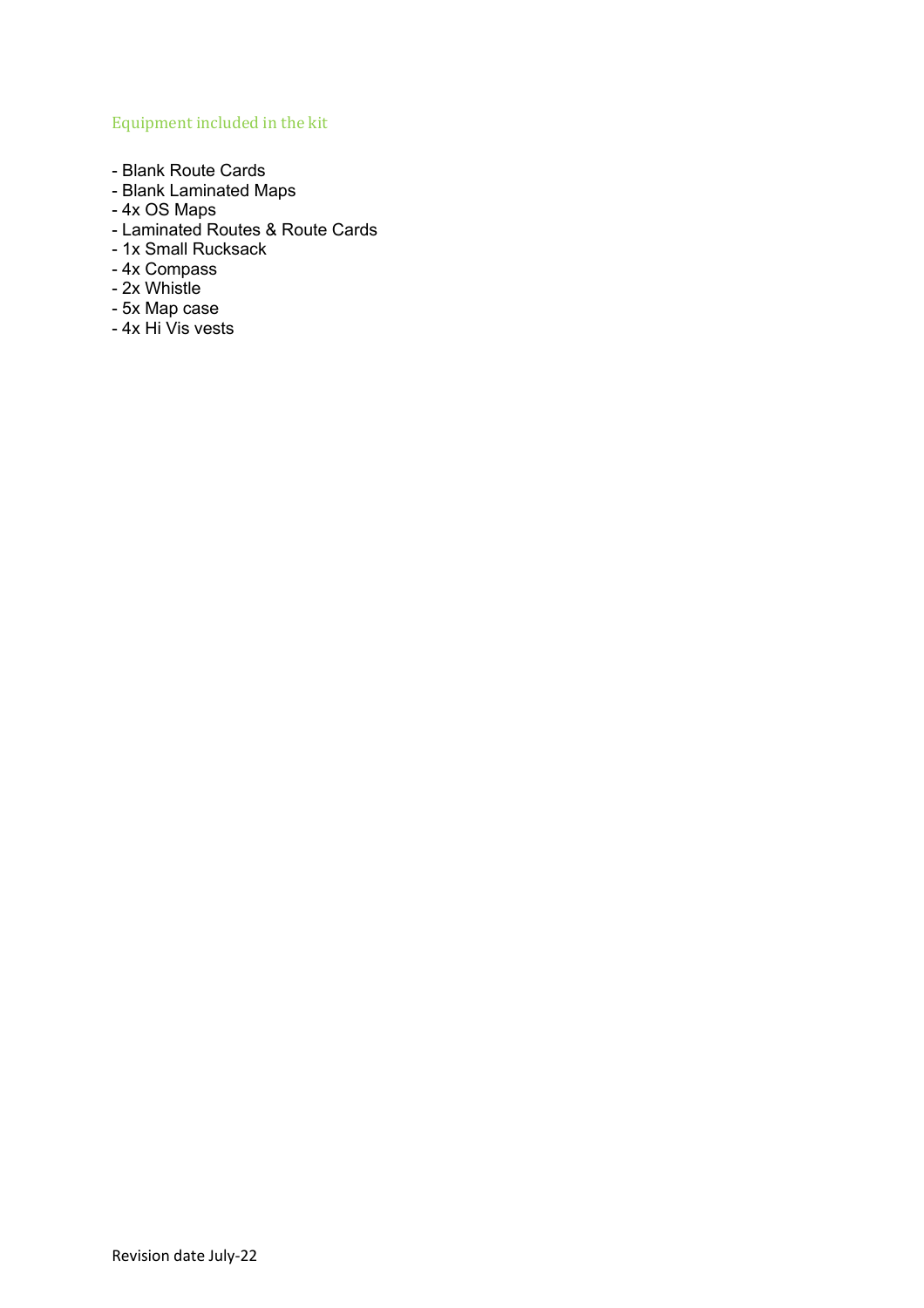## Equipment included in the kit

- Blank Route Cards
- Blank Laminated Maps
- 4x OS Maps
- Laminated Routes & Route Cards
- 1x Small Rucksack
- 4x Compass
- 2x Whistle
- 5x Map case
- 4x Hi Vis vests

Revision date July-22